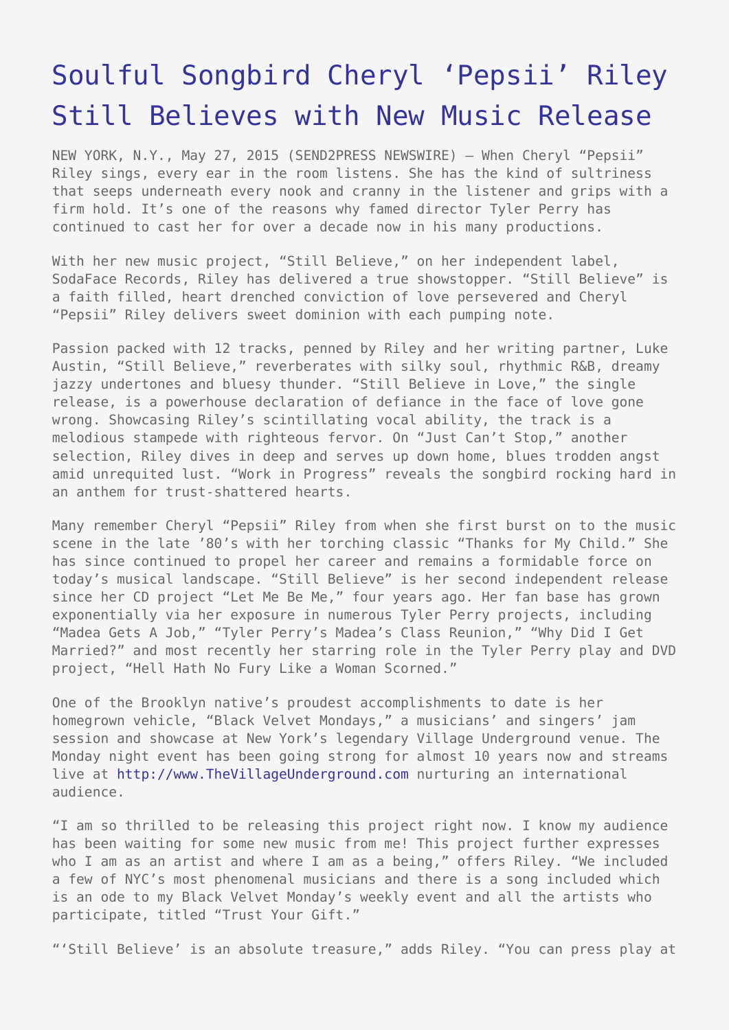# Soulful Songbird Cheryl 'Pepsii' Riley Still Believes with New Music Release

NEW YORK, N.Y., May 27, 2015 (SEND2PRESS NEWSWIRE) — When Cheryl "Pepsii" Riley sings, every ear in the room listens. She has the kind of sultriness that seeps underneath every nook and cranny in the listener and grips with a firm hold. It's one of the reasons why famed director Tyler Perry has continued to cast her for over a decade now in his many productions.

With her new music project, "Still Believe," on her independent label, SodaFace Records, Riley has delivered a true showstopper. "Still Believe" is a faith filled, heart drenched conviction of love persevered and Cheryl "Pepsii" Riley delivers sweet dominion with each pumping note.

Passion packed with 12 tracks, penned by Riley and her writing partner, Luke Austin, "Still Believe," reverberates with silky soul, rhythmic R&B, dreamy jazzy undertones and bluesy thunder. "Still Believe in Love," the single release, is a powerhouse declaration of defiance in the face of love gone wrong. Showcasing Riley's scintillating vocal ability, the track is a melodious stampede with righteous fervor. On "Just Can't Stop," another selection, Riley dives in deep and serves up down home, blues trodden angst amid unrequited lust. "Work in Progress" reveals the songbird rocking hard in an anthem for trust-shattered hearts.

Many remember Cheryl "Pepsii" Riley from when she first burst on to the music scene in the late '80's with her torching classic "Thanks for My Child." She has since continued to propel her career and remains a formidable force on today's musical landscape. "Still Believe" is her second independent release since her CD project "Let Me Be Me," four years ago. Her fan base has grown exponentially via her exposure in numerous Tyler Perry projects, including "Madea Gets A Job," "Tyler Perry's Madea's Class Reunion," "Why Did I Get Married?" and most recently her starring role in the Tyler Perry play and DVD project, "Hell Hath No Fury Like a Woman Scorned."

One of the Brooklyn native's proudest accomplishments to date is her homegrown vehicle, "Black Velvet Mondays," a musicians' and singers' jam session and showcase at New York's legendary Village Underground venue. The Monday night event has been going strong for almost 10 years now and streams live at http://www.TheVillageUnderground.com nurturing an international audience.

"I am so thrilled to be releasing this project right now. I know my audience has been waiting for some new music from me! This project further expresses who I am as an artist and where I am as a being," offers Riley. "We included a few of NYC's most phenomenal musicians and there is a song included which is an ode to my Black Velvet Monday's weekly event and all the artists who participate, titled "Trust Your Gift."

"'Still Believe' is an absolute treasure," adds Riley. "You can press play at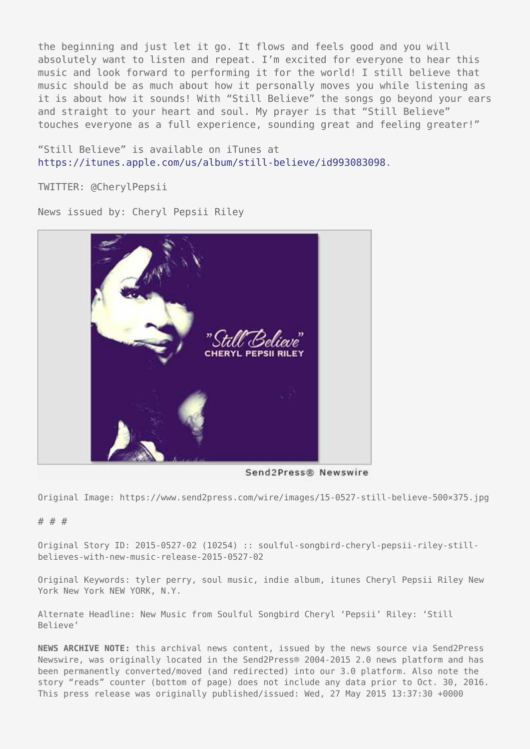the beginning and just let it go. It flows and feels good and you will absolutely want to listen and repeat. I'm excited for everyone to hear this music and look forward to performing it for the world! I still believe that music should be as much about how it personally moves you while listening as it is about how it sounds! With "Still Believe" the songs go beyond your ears and straight to your heart and soul. My prayer is that "Still Believe" touches everyone as a full experience, sounding great and feeling greater!"

"Still Believe" is available on iTunes at https://itunes.apple.com/us/album/still-believe/id993083098.

TWITTER: @CherylPepsii

News issued by: Cheryl Pepsii Riley

Send2Press® Newswire

Original Image: https://www.send2press.com/wire/images/15-0527-still-believe-500×375.jpg

# # #

Original Story ID: 2015-0527-02 (10254) :: soulful-songbird-cheryl-pepsii-riley-still-believes-with-new-music-release-2015-0527-02

Original Keywords: tyler perry, soul music, indie album, itunes Cheryl Pepsii Riley New York New York NEW YORK, N.Y.

Alternate Headline: New Music from Soulful Songbird Cheryl 'Pepsii' Riley: 'Still Believe'

**NEWS ARCHIVE NOTE:** this archival news content, issued by the news source via Send2Press Newswire, was originally located in the Send2Press® 2004-2015 2.0 news platform and has been permanently converted/moved (and redirected) into our 3.0 platform. Also note the story "reads" counter (bottom of page) does not include any data prior to Oct. 30, 2016. This press release was originally published/issued: Wed, 27 May 2015 13:37:30 +0000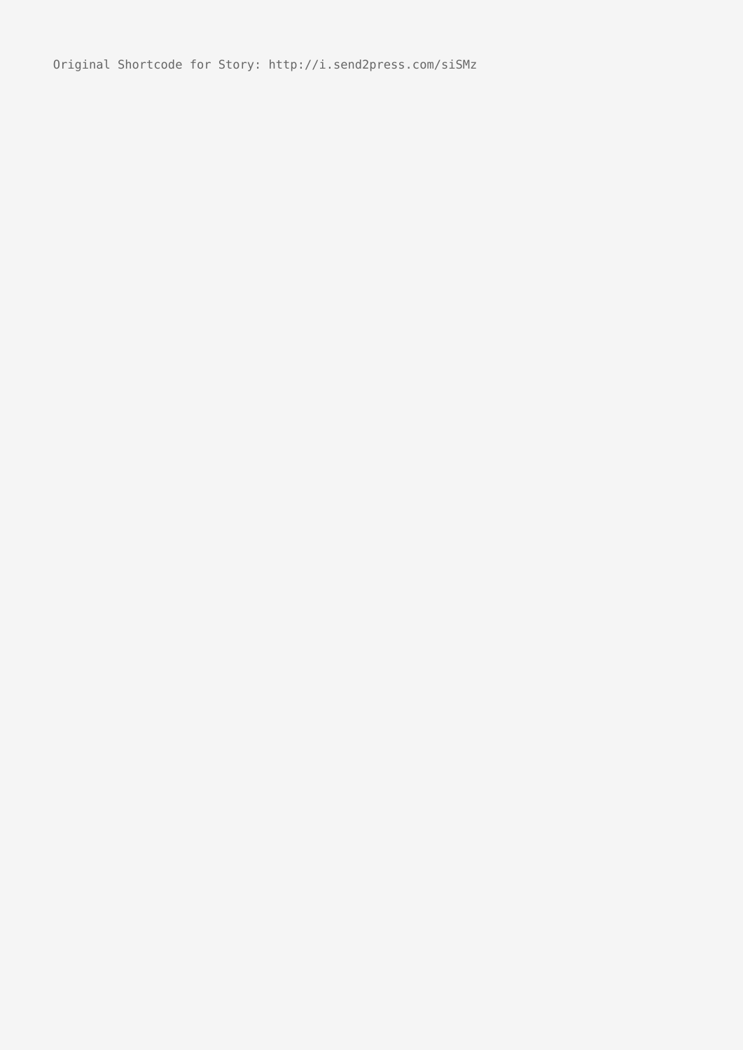Original Shortcode for Story: http://i.send2press.com/siSMz